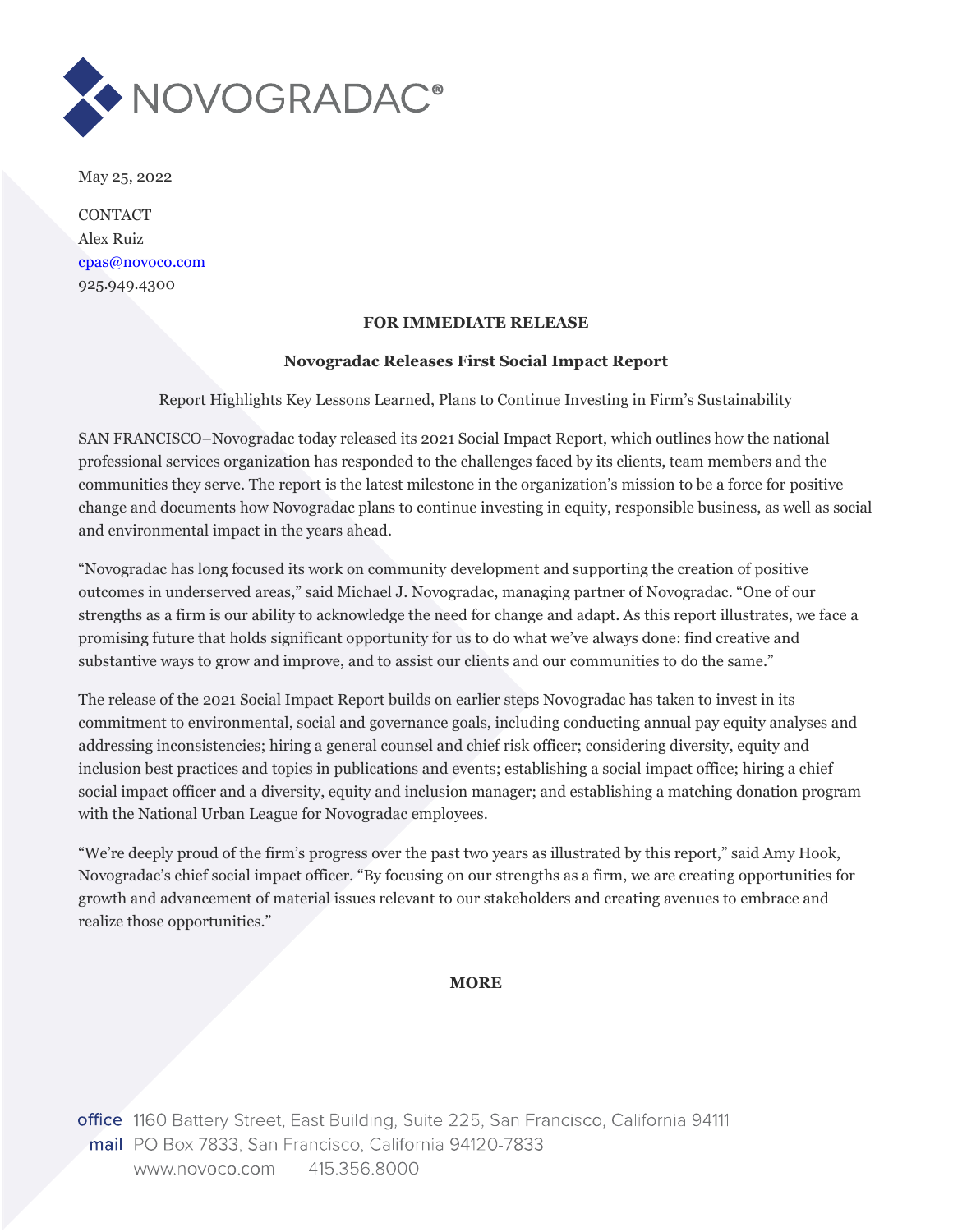NOVOGRADAC®

May 25, 2022

CONTACT
Alex Ruiz
cpas@novoco.com
925.949.4300

**FOR IMMEDIATE RELEASE**

**Novogradac Releases First Social Impact Report**

Report Highlights Key Lessons Learned, Plans to Continue Investing in Firm's Sustainability

SAN FRANCISCO–Novogradac today released its 2021 Social Impact Report, which outlines how the national professional services organization has responded to the challenges faced by its clients, team members and the communities they serve. The report is the latest milestone in the organization's mission to be a force for positive change and documents how Novogradac plans to continue investing in equity, responsible business, as well as social and environmental impact in the years ahead.

"Novogradac has long focused its work on community development and supporting the creation of positive outcomes in underserved areas," said Michael J. Novogradac, managing partner of Novogradac. "One of our strengths as a firm is our ability to acknowledge the need for change and adapt. As this report illustrates, we face a promising future that holds significant opportunity for us to do what we've always done: find creative and substantive ways to grow and improve, and to assist our clients and our communities to do the same."

The release of the 2021 Social Impact Report builds on earlier steps Novogradac has taken to invest in its commitment to environmental, social and governance goals, including conducting annual pay equity analyses and addressing inconsistencies; hiring a general counsel and chief risk officer; considering diversity, equity and inclusion best practices and topics in publications and events; establishing a social impact office; hiring a chief social impact officer and a diversity, equity and inclusion manager; and establishing a matching donation program with the National Urban League for Novogradac employees.

"We're deeply proud of the firm's progress over the past two years as illustrated by this report," said Amy Hook, Novogradac's chief social impact officer. "By focusing on our strengths as a firm, we are creating opportunities for growth and advancement of material issues relevant to our stakeholders and creating avenues to embrace and realize those opportunities."

**MORE**

office 1160 Battery Street, East Building, Suite 225, San Francisco, California 94111
mail PO Box 7833, San Francisco, California 94120-7833
www.novoco.com | 415.356.8000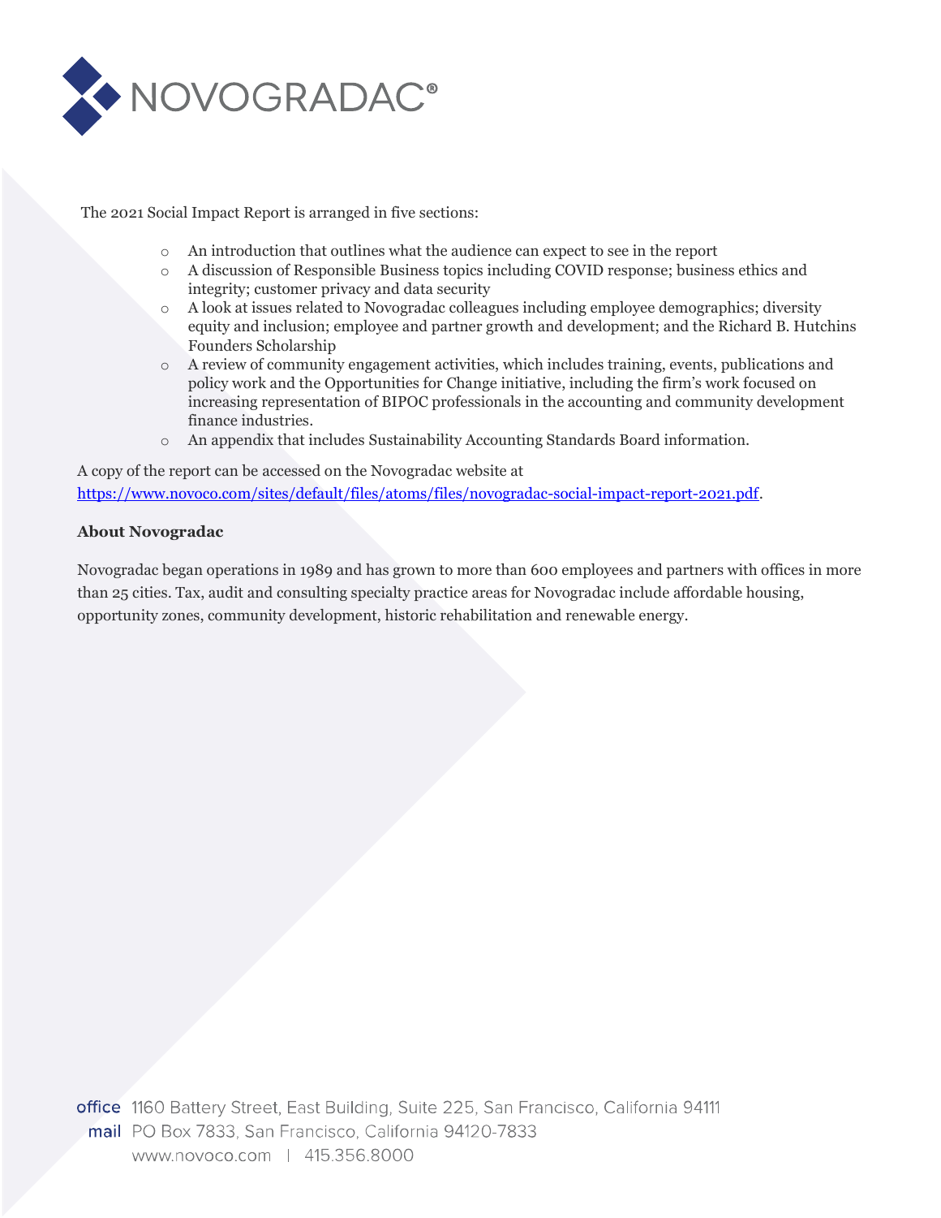The 2021 Social Impact Report is arranged in five sections:

- An introduction that outlines what the audience can expect to see in the report
- A discussion of Responsible Business topics including COVID response; business ethics and integrity; customer privacy and data security
- A look at issues related to Novogradac colleagues including employee demographics; diversity equity and inclusion; employee and partner growth and development; and the Richard B. Hutchins Founders Scholarship
- A review of community engagement activities, which includes training, events, publications and policy work and the Opportunities for Change initiative, including the firm's work focused on increasing representation of BIPOC professionals in the accounting and community development finance industries.
- An appendix that includes Sustainability Accounting Standards Board information.

A copy of the report can be accessed on the Novogradac website at https://www.novoco.com/sites/default/files/atoms/files/novogradac-social-impact-report-2021.pdf.

**About Novogradac**

Novogradac began operations in 1989 and has grown to more than 600 employees and partners with offices in more than 25 cities. Tax, audit and consulting specialty practice areas for Novogradac include affordable housing, opportunity zones, community development, historic rehabilitation and renewable energy.